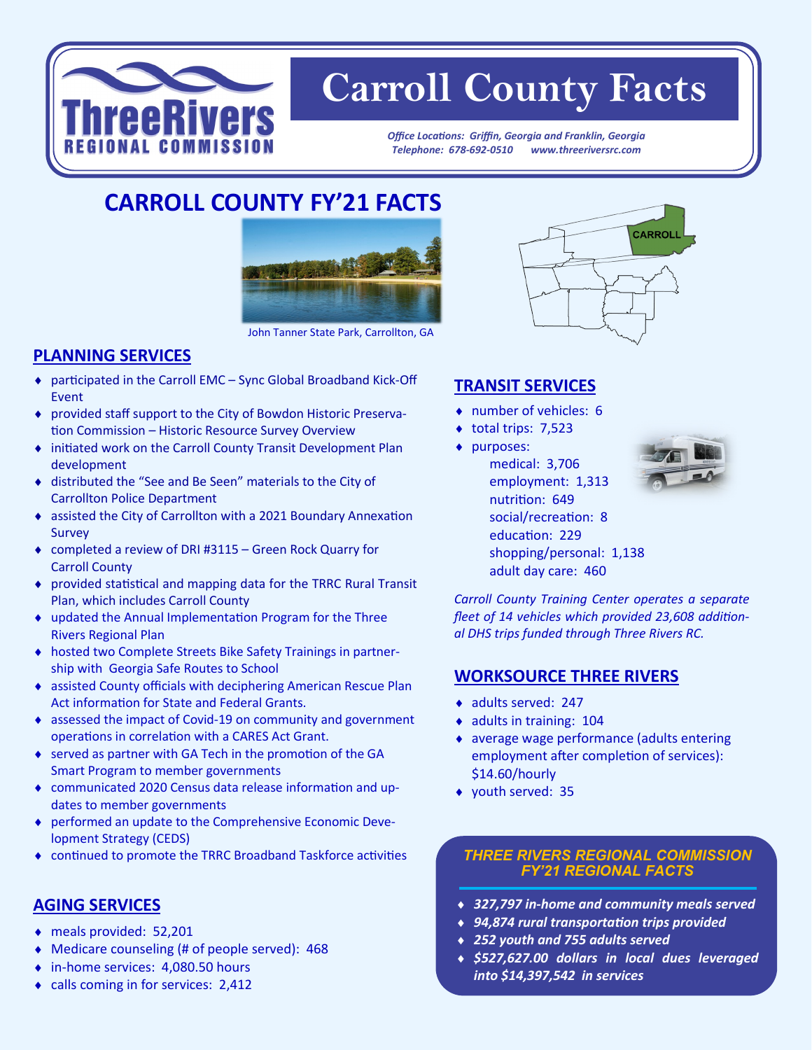# Carroll County Facts

*Office Locations: Griffin, Georgia and Franklin, Georgia*
*Telephone: 678-692-0510 www.threeriversrc.com*

## CARROLL COUNTY FY'21 FACTS

John Tanner State Park, Carrollton, GA

### PLANNING SERVICES

- participated in the Carroll EMC – Sync Global Broadband Kick-Off Event
- provided staff support to the City of Bowdon Historic Preservation Commission – Historic Resource Survey Overview
- initiated work on the Carroll County Transit Development Plan development
- distributed the "See and Be Seen" materials to the City of Carrollton Police Department
- assisted the City of Carrollton with a 2021 Boundary Annexation Survey
- completed a review of DRI #3115 – Green Rock Quarry for Carroll County
- provided statistical and mapping data for the TRRC Rural Transit Plan, which includes Carroll County
- updated the Annual Implementation Program for the Three Rivers Regional Plan
- hosted two Complete Streets Bike Safety Trainings in partnership with Georgia Safe Routes to School
- assisted County officials with deciphering American Rescue Plan Act information for State and Federal Grants.
- assessed the impact of Covid-19 on community and government operations in correlation with a CARES Act Grant.
- served as partner with GA Tech in the promotion of the GA Smart Program to member governments
- communicated 2020 Census data release information and updates to member governments
- performed an update to the Comprehensive Economic Development Strategy (CEDS)
- continued to promote the TRRC Broadband Taskforce activities

### AGING SERVICES

- meals provided: 52,201
- Medicare counseling (# of people served): 468
- in-home services: 4,080.50 hours
- calls coming in for services: 2,412

### TRANSIT SERVICES

- number of vehicles: 6
- total trips: 7,523
- purposes:
  - medical: 3,706
  - employment: 1,313
  - nutrition: 649
  - social/recreation: 8
  - education: 229
  - shopping/personal: 1,138
  - adult day care: 460

*Carroll County Training Center operates a separate fleet of 14 vehicles which provided 23,608 additional DHS trips funded through Three Rivers RC.*

### WORKSOURCE THREE RIVERS

- adults served: 247
- adults in training: 104
- average wage performance (adults entering employment after completion of services): $14.60/hourly
- youth served: 35

### *THREE RIVERS REGIONAL COMMISSION FY'21 REGIONAL FACTS*

- ***327,797 in-home and community meals served***
- ***94,874 rural transportation trips provided***
- ***252 youth and 755 adults served***
- ***$527,627.00 dollars in local dues leveraged into $14,397,542 in services***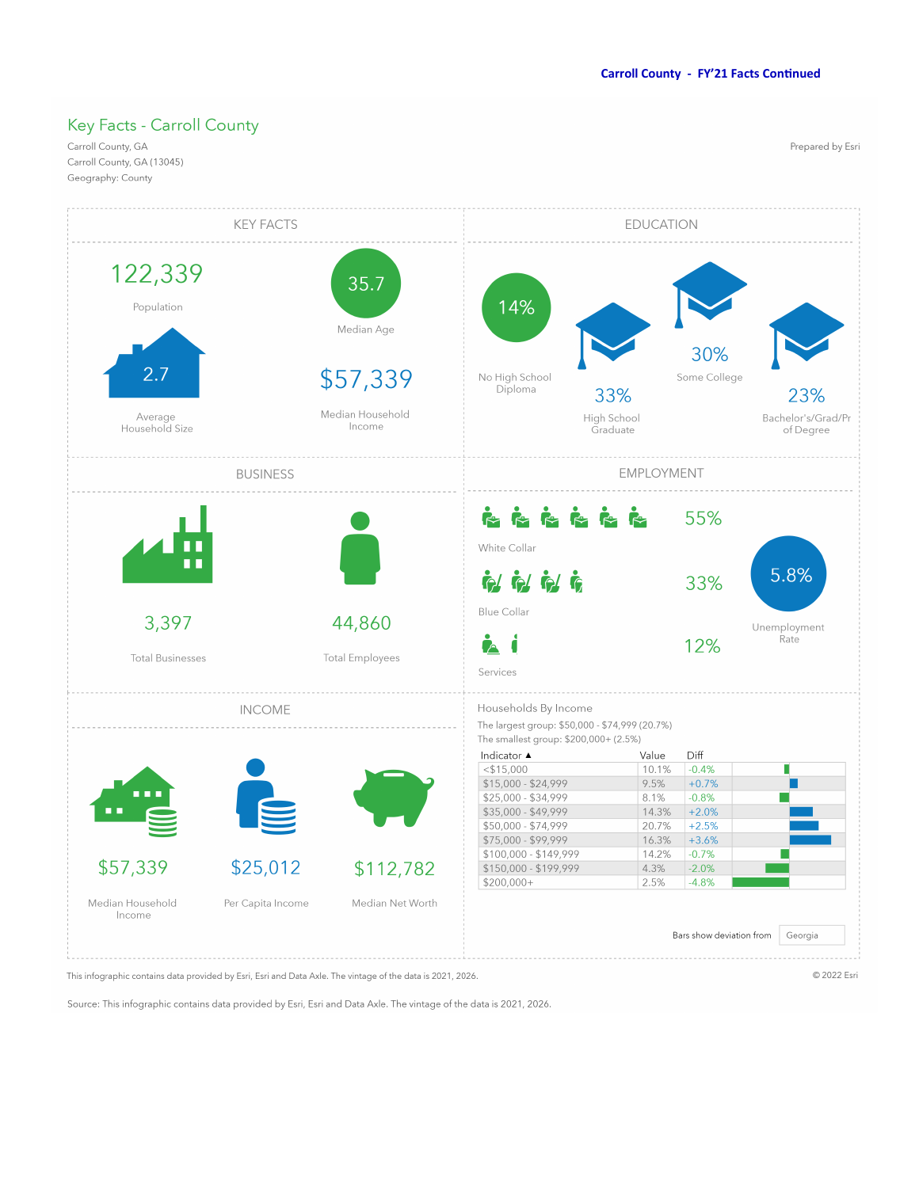# Key Facts - Carroll County

Carroll County, GA
Carroll County, GA (13045)
Geography: County

Prepared by Esri

## KEY FACTS

122,339
Population

35.7
Median Age

2.7
Average Household Size

$57,339
Median Household Income

## EDUCATION

14%
No High School Diploma

33%
High School Graduate

30%
Some College

23%
Bachelor's/Grad/Prof Degree

## BUSINESS

3,397
Total Businesses

44,860
Total Employees

## EMPLOYMENT

55%
White Collar

33%
Blue Collar

12%
Services

5.8%
Unemployment Rate

## INCOME

$57,339
Median Household Income

$25,012
Per Capita Income

$112,782
Median Net Worth

## Households By Income

The largest group: $50,000 - $74,999 (20.7%)
The smallest group: $200,000+ (2.5%)

| Indicator ▲ | Value | Diff |
|---|---|---|
| <$15,000 | 10.1% | -0.4% |
| $15,000 - $24,999 | 9.5% | +0.7% |
| $25,000 - $34,999 | 8.1% | -0.8% |
| $35,000 - $49,999 | 14.3% | +2.0% |
| $50,000 - $74,999 | 20.7% | +2.5% |
| $75,000 - $99,999 | 16.3% | +3.6% |
| $100,000 - $149,999 | 14.2% | -0.7% |
| $150,000 - $199,999 | 4.3% | -2.0% |
| $200,000+ | 2.5% | -4.8% |

Bars show deviation from Georgia

This infographic contains data provided by Esri, Esri and Data Axle. The vintage of the data is 2021, 2026.

© 2022 Esri

Source: This infographic contains data provided by Esri, Esri and Data Axle. The vintage of the data is 2021, 2026.